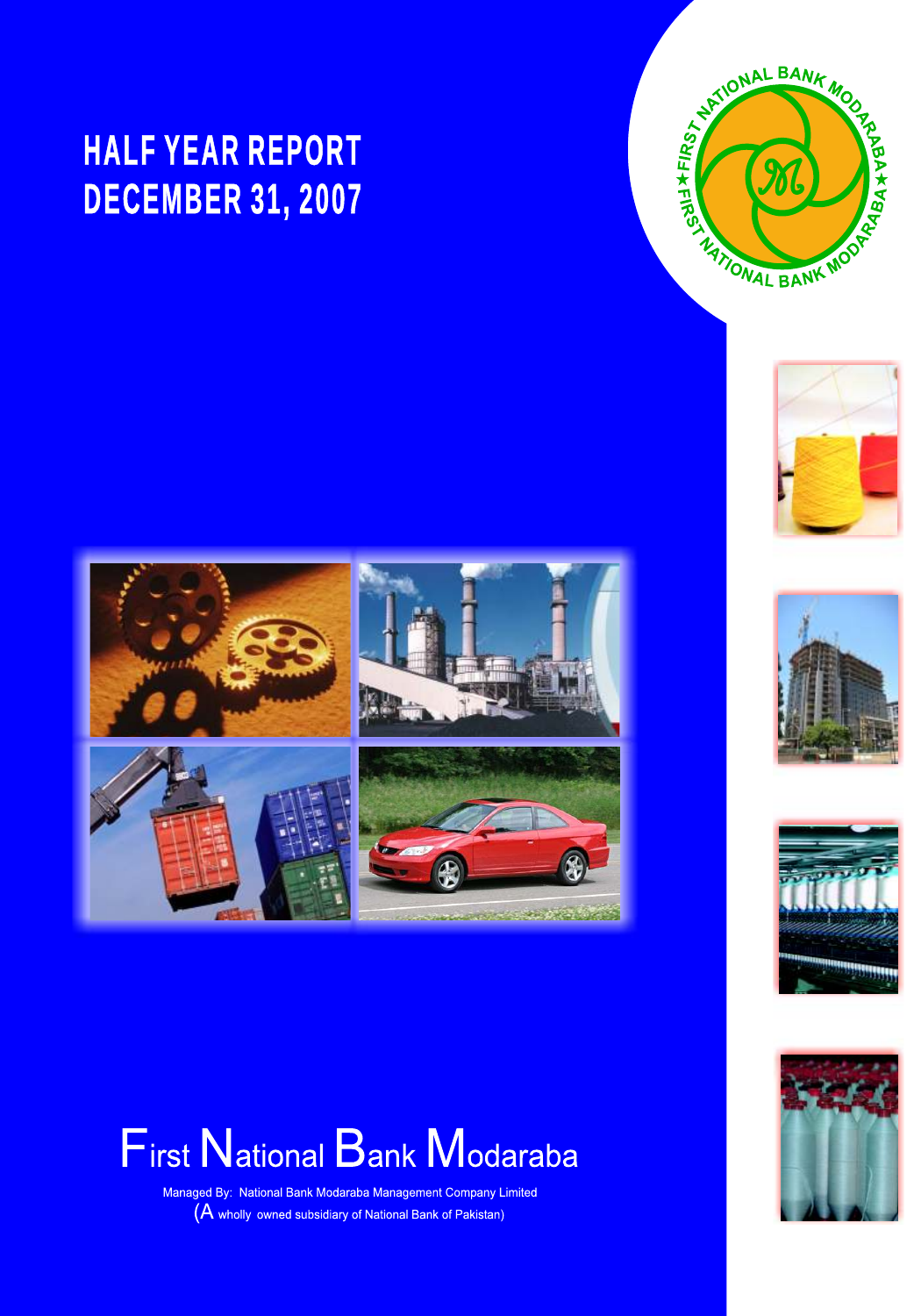# HALF YEAR REPORT DECEMBER 31, 2007

# First National Bank Modaraba

Managed By: National Bank Modaraba Management Company Limited
(A wholly owned subsidiary of National Bank of Pakistan)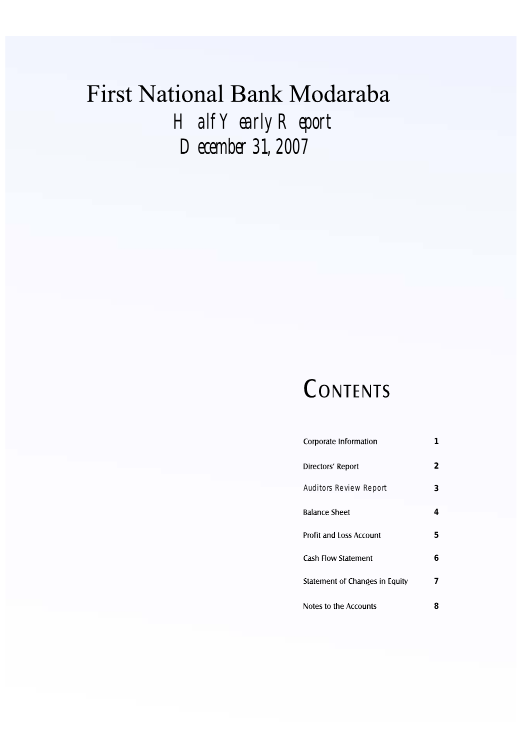# First National Bank Modaraba

## Half Yearly Report

## December 31, 2007

## CONTENTS

| | |
|---|---|
| Corporate Information | 1 |
| Directors' Report | 2 |
| Auditors Review Report | 3 |
| Balance Sheet | 4 |
| Profit and Loss Account | 5 |
| Cash Flow Statement | 6 |
| Statement of Changes in Equity | 7 |
| Notes to the Accounts | 8 |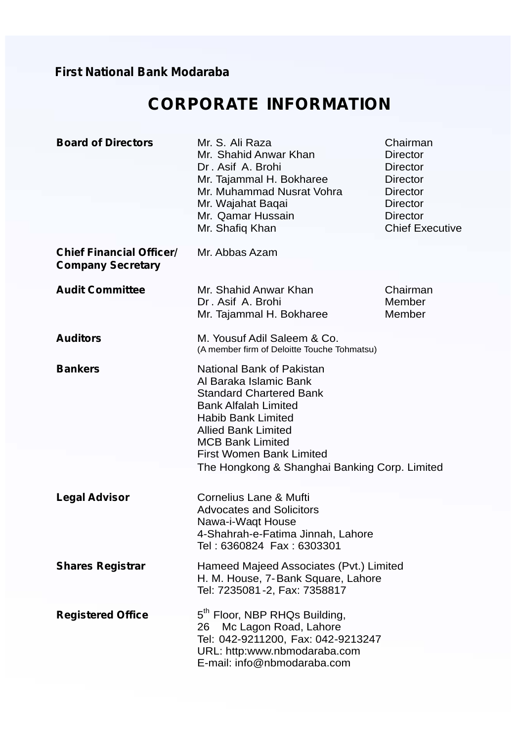**First National Bank Modaraba**

# CORPORATE INFORMATION

| | | |
|---|---|---|
| **Board of Directors** | Mr. S. Ali Raza | Chairman |
| | Mr. Shahid Anwar Khan | Director |
| | Dr . Asif A. Brohi | Director |
| | Mr. Tajammal H. Bokharee | Director |
| | Mr. Muhammad Nusrat Vohra | Director |
| | Mr. Wajahat Baqai | Director |
| | Mr. Qamar Hussain | Director |
| | Mr. Shafiq Khan | Chief Executive |
| **Chief Financial Officer/ Company Secretary** | Mr. Abbas Azam | |
| **Audit Committee** | Mr. Shahid Anwar Khan | Chairman |
| | Dr . Asif A. Brohi | Member |
| | Mr. Tajammal H. Bokharee | Member |

**Auditors**

M. Yousuf Adil Saleem & Co.
(A member firm of Deloitte Touche Tohmatsu)

**Bankers**

National Bank of Pakistan
Al Baraka Islamic Bank
Standard Chartered Bank
Bank Alfalah Limited
Habib Bank Limited
Allied Bank Limited
MCB Bank Limited
First Women Bank Limited
The Hongkong & Shanghai Banking Corp. Limited

**Legal Advisor**

Cornelius Lane & Mufti
Advocates and Solicitors
Nawa-i-Waqt House
4-Shahrah-e-Fatima Jinnah, Lahore
Tel : 6360824 Fax : 6303301

**Shares Registrar**

Hameed Majeed Associates (Pvt.) Limited
H. M. House, 7-Bank Square, Lahore
Tel: 7235081-2, Fax: 7358817

**Registered Office**

5th Floor, NBP RHQs Building,
26 Mc Lagon Road, Lahore
Tel: 042-9211200, Fax: 042-9213247
URL: http:www.nbmodaraba.com
E-mail: info@nbmodaraba.com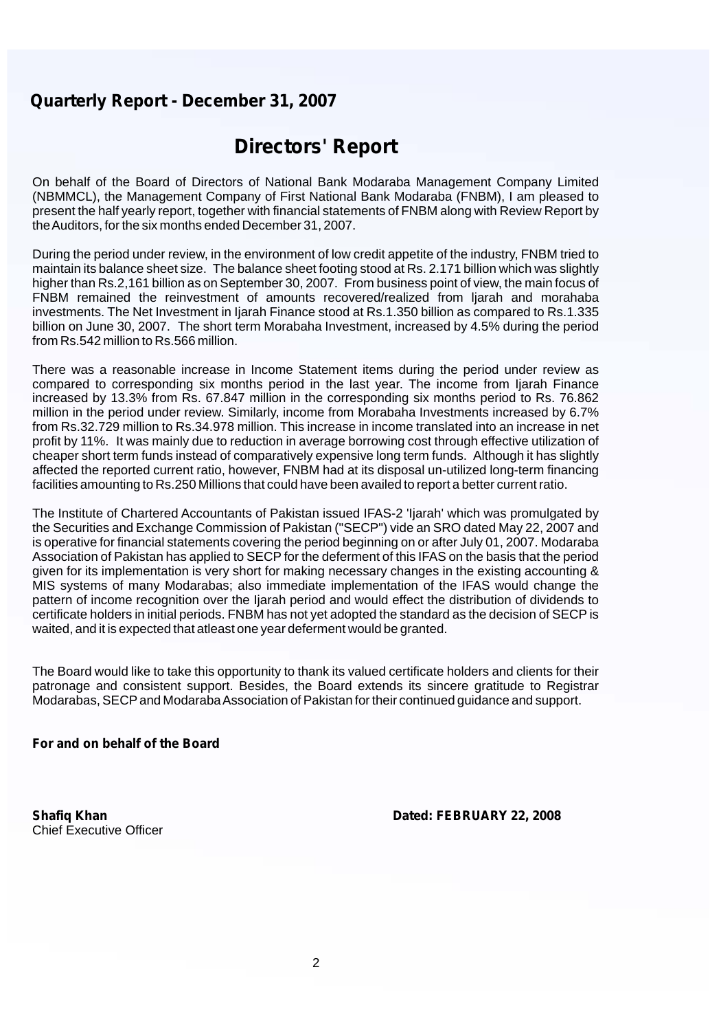## Quarterly Report - December 31, 2007

# Directors' Report

On behalf of the Board of Directors of National Bank Modaraba Management Company Limited (NBMMCL), the Management Company of First National Bank Modaraba (FNBM), I am pleased to present the half yearly report, together with financial statements of FNBM along with Review Report by the Auditors, for the six months ended December 31, 2007.

During the period under review, in the environment of low credit appetite of the industry, FNBM tried to maintain its balance sheet size. The balance sheet footing stood at Rs. 2.171 billion which was slightly higher than Rs.2,161 billion as on September 30, 2007. From business point of view, the main focus of FNBM remained the reinvestment of amounts recovered/realized from Ijarah and morahaba investments. The Net Investment in Ijarah Finance stood at Rs.1.350 billion as compared to Rs.1.335 billion on June 30, 2007. The short term Morabaha Investment, increased by 4.5% during the period from Rs.542 million to Rs.566 million.

There was a reasonable increase in Income Statement items during the period under review as compared to corresponding six months period in the last year. The income from Ijarah Finance increased by 13.3% from Rs. 67.847 million in the corresponding six months period to Rs. 76.862 million in the period under review. Similarly, income from Morabaha Investments increased by 6.7% from Rs.32.729 million to Rs.34.978 million. This increase in income translated into an increase in net profit by 11%. It was mainly due to reduction in average borrowing cost through effective utilization of cheaper short term funds instead of comparatively expensive long term funds. Although it has slightly affected the reported current ratio, however, FNBM had at its disposal un-utilized long-term financing facilities amounting to Rs.250 Millions that could have been availed to report a better current ratio.

The Institute of Chartered Accountants of Pakistan issued IFAS-2 'Ijarah' which was promulgated by the Securities and Exchange Commission of Pakistan ("SECP") vide an SRO dated May 22, 2007 and is operative for financial statements covering the period beginning on or after July 01, 2007. Modaraba Association of Pakistan has applied to SECP for the deferment of this IFAS on the basis that the period given for its implementation is very short for making necessary changes in the existing accounting & MIS systems of many Modarabas; also immediate implementation of the IFAS would change the pattern of income recognition over the Ijarah period and would effect the distribution of dividends to certificate holders in initial periods. FNBM has not yet adopted the standard as the decision of SECP is waited, and it is expected that atleast one year deferment would be granted.

The Board would like to take this opportunity to thank its valued certificate holders and clients for their patronage and consistent support. Besides, the Board extends its sincere gratitude to Registrar Modarabas, SECP and Modaraba Association of Pakistan for their continued guidance and support.

**For and on behalf of the Board**

**Shafiq Khan**
Chief Executive Officer

**Dated: FEBRUARY 22, 2008**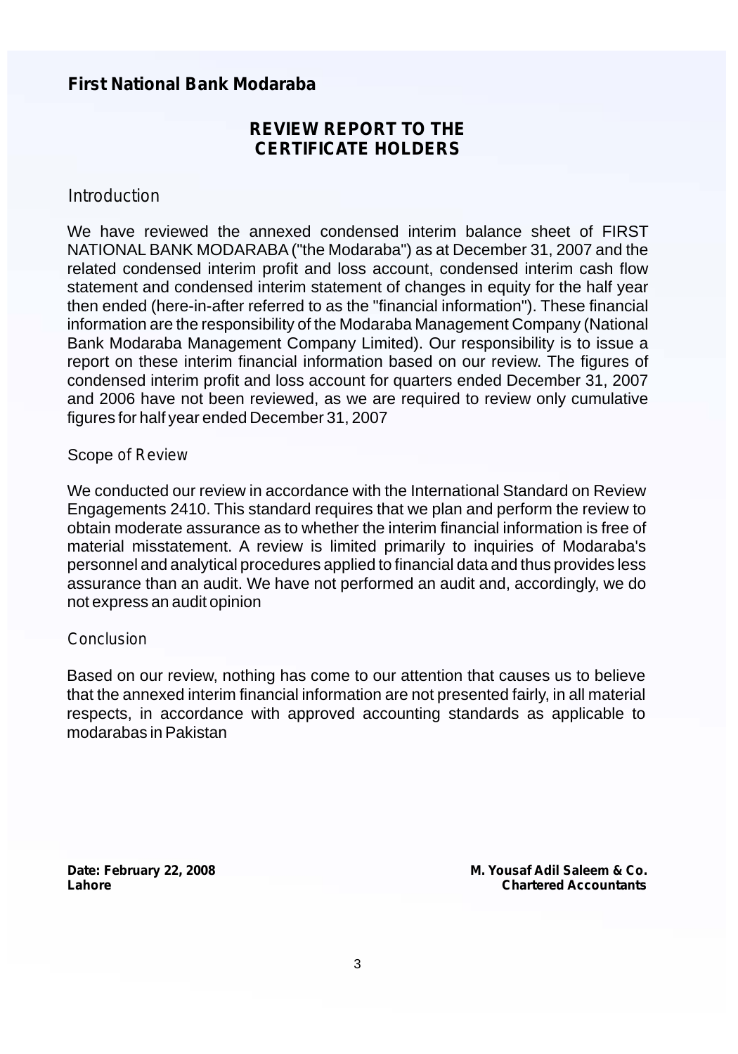**First National Bank Modaraba**

# REVIEW REPORT TO THE CERTIFICATE HOLDERS

## Introduction

We have reviewed the annexed condensed interim balance sheet of FIRST NATIONAL BANK MODARABA ("the Modaraba") as at December 31, 2007 and the related condensed interim profit and loss account, condensed interim cash flow statement and condensed interim statement of changes in equity for the half year then ended (here-in-after referred to as the "financial information"). These financial information are the responsibility of the Modaraba Management Company (National Bank Modaraba Management Company Limited). Our responsibility is to issue a report on these interim financial information based on our review. The figures of condensed interim profit and loss account for quarters ended December 31, 2007 and 2006 have not been reviewed, as we are required to review only cumulative figures for half year ended December 31, 2007

## Scope of Review

We conducted our review in accordance with the International Standard on Review Engagements 2410. This standard requires that we plan and perform the review to obtain moderate assurance as to whether the interim financial information is free of material misstatement. A review is limited primarily to inquiries of Modaraba's personnel and analytical procedures applied to financial data and thus provides less assurance than an audit. We have not performed an audit and, accordingly, we do not express an audit opinion

## Conclusion

Based on our review, nothing has come to our attention that causes us to believe that the annexed interim financial information are not presented fairly, in all material respects, in accordance with approved accounting standards as applicable to modarabas in Pakistan

**Date: February 22, 2008**
**Lahore**

**M. Yousaf Adil Saleem & Co.**
**Chartered Accountants**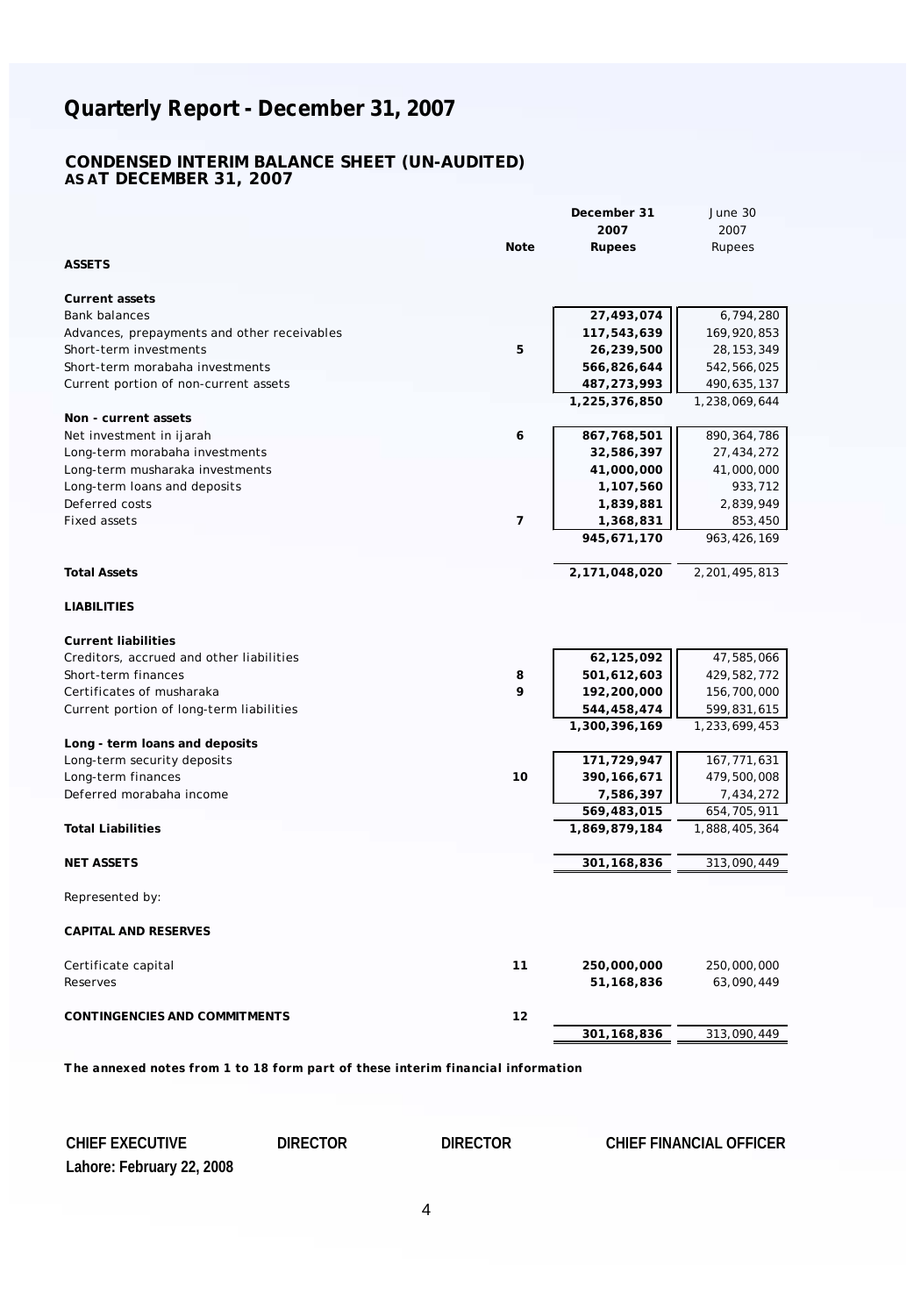# Quarterly Report - December 31, 2007

## CONDENSED INTERIM BALANCE SHEET (UN-AUDITED)
## AS AT DECEMBER 31, 2007

| | Note | December 31 2007 Rupees | June 30 2007 Rupees |
|---|---|---|---|
| **ASSETS** | | | |
| **Current assets** | | | |
| Bank balances | | 27,493,074 | 6,794,280 |
| Advances, prepayments and other receivables | | 117,543,639 | 169,920,853 |
| Short-term investments | 5 | 26,239,500 | 28,153,349 |
| Short-term morabaha investments | | 566,826,644 | 542,566,025 |
| Current portion of non-current assets | | 487,273,993 | 490,635,137 |
| | | 1,225,376,850 | 1,238,069,644 |
| **Non - current assets** | | | |
| Net investment in ijarah | 6 | 867,768,501 | 890,364,786 |
| Long-term morabaha investments | | 32,586,397 | 27,434,272 |
| Long-term musharaka investments | | 41,000,000 | 41,000,000 |
| Long-term loans and deposits | | 1,107,560 | 933,712 |
| Deferred costs | | 1,839,881 | 2,839,949 |
| Fixed assets | 7 | 1,368,831 | 853,450 |
| | | 945,671,170 | 963,426,169 |
| **Total Assets** | | 2,171,048,020 | 2,201,495,813 |
| **LIABILITIES** | | | |
| **Current liabilities** | | | |
| Creditors, accrued and other liabilities | | 62,125,092 | 47,585,066 |
| Short-term finances | 8 | 501,612,603 | 429,582,772 |
| Certificates of musharaka | 9 | 192,200,000 | 156,700,000 |
| Current portion of long-term liabilities | | 544,458,474 | 599,831,615 |
| | | 1,300,396,169 | 1,233,699,453 |
| **Long - term loans and deposits** | | | |
| Long-term security deposits | | 171,729,947 | 167,771,631 |
| Long-term finances | 10 | 390,166,671 | 479,500,008 |
| Deferred morabaha income | | 7,586,397 | 7,434,272 |
| | | 569,483,015 | 654,705,911 |
| **Total Liabilities** | | 1,869,879,184 | 1,888,405,364 |
| **NET ASSETS** | | 301,168,836 | 313,090,449 |
| Represented by: | | | |
| **CAPITAL AND RESERVES** | | | |
| Certificate capital | 11 | 250,000,000 | 250,000,000 |
| Reserves | | 51,168,836 | 63,090,449 |
| **CONTINGENCIES AND COMMITMENTS** | 12 | | |
| | | 301,168,836 | 313,090,449 |

***The annexed notes from 1 to 18 form part of these interim financial information***

**CHIEF EXECUTIVE** **DIRECTOR** **DIRECTOR** **CHIEF FINANCIAL OFFICER**

**Lahore: February 22, 2008**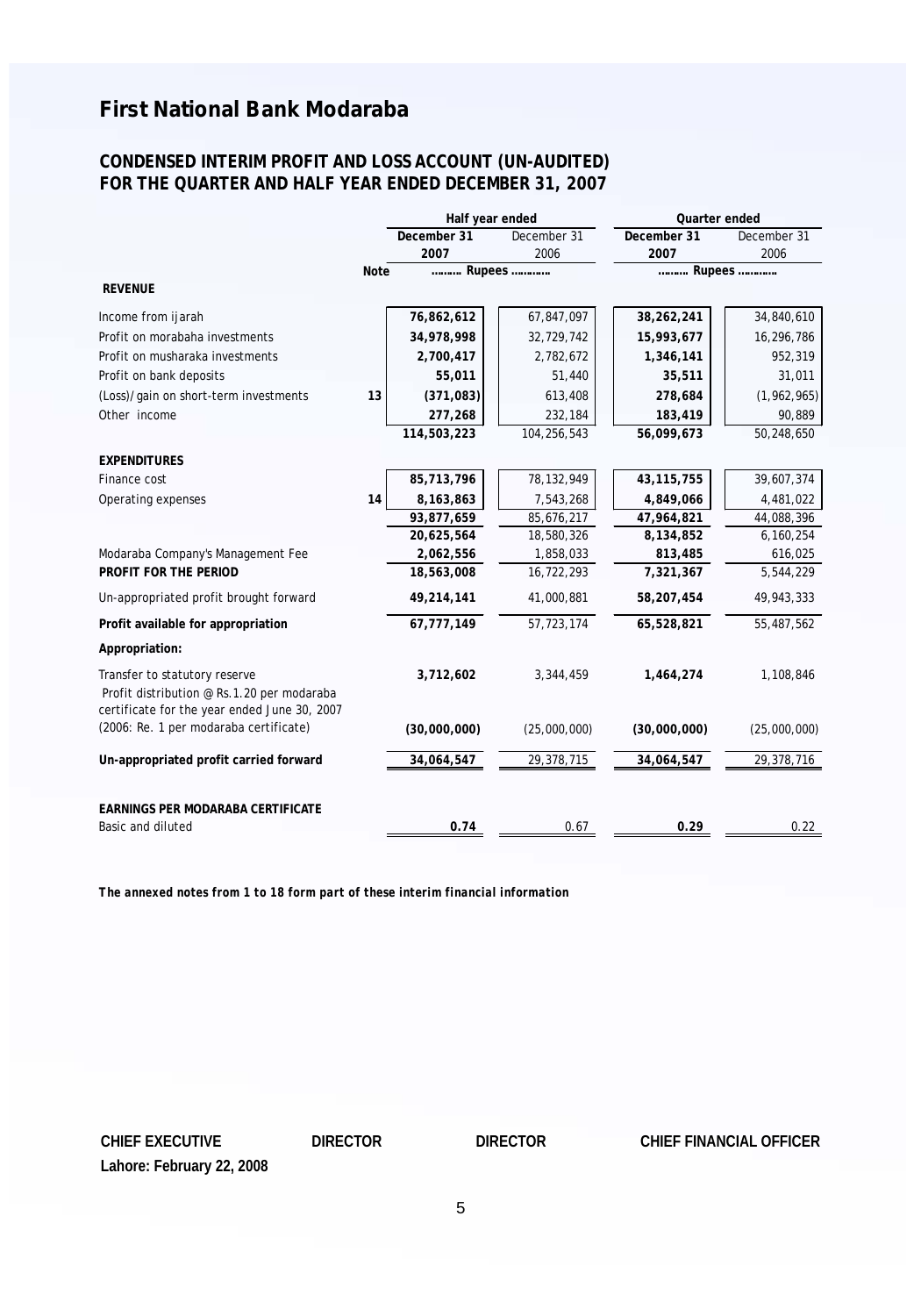# First National Bank Modaraba

## CONDENSED INTERIM PROFIT AND LOSS ACCOUNT (UN-AUDITED)
## FOR THE QUARTER AND HALF YEAR ENDED DECEMBER 31, 2007

| | Note | Half year ended | | Quarter ended | |
|---|---|---|---|---|---|
| | | **December 31 2007** | December 31 2006 | **December 31 2007** | December 31 2006 |
| | | ......... Rupees ........... | | ......... Rupees ........... | |
| **REVENUE** | | | | | |
| Income from ijarah | | **76,862,612** | 67,847,097 | **38,262,241** | 34,840,610 |
| Profit on morabaha investments | | **34,978,998** | 32,729,742 | **15,993,677** | 16,296,786 |
| Profit on musharaka investments | | **2,700,417** | 2,782,672 | **1,346,141** | 952,319 |
| Profit on bank deposits | | **55,011** | 51,440 | **35,511** | 31,011 |
| (Loss)/gain on short-term investments | 13 | **(371,083)** | 613,408 | **278,684** | (1,962,965) |
| Other income | | **277,268** | 232,184 | **183,419** | 90,889 |
| | | **114,503,223** | 104,256,543 | **56,099,673** | 50,248,650 |
| **EXPENDITURES** | | | | | |
| Finance cost | | **85,713,796** | 78,132,949 | **43,115,755** | 39,607,374 |
| Operating expenses | 14 | **8,163,863** | 7,543,268 | **4,849,066** | 4,481,022 |
| | | **93,877,659** | 85,676,217 | **47,964,821** | 44,088,396 |
| | | **20,625,564** | 18,580,326 | **8,134,852** | 6,160,254 |
| Modaraba Company's Management Fee | | **2,062,556** | 1,858,033 | **813,485** | 616,025 |
| **PROFIT FOR THE PERIOD** | | **18,563,008** | 16,722,293 | **7,321,367** | 5,544,229 |
| Un-appropriated profit brought forward | | **49,214,141** | 41,000,881 | **58,207,454** | 49,943,333 |
| **Profit available for appropriation** | | **67,777,149** | 57,723,174 | **65,528,821** | 55,487,562 |
| **Appropriation:** | | | | | |
| Transfer to statutory reserve | | **3,712,602** | 3,344,459 | **1,464,274** | 1,108,846 |
| Profit distribution @ Rs.1.20 per modaraba certificate for the year ended June 30, 2007 (2006: Re. 1 per modaraba certificate) | | **(30,000,000)** | (25,000,000) | **(30,000,000)** | (25,000,000) |
| **Un-appropriated profit carried forward** | | **34,064,547** | 29,378,715 | **34,064,547** | 29,378,716 |
| **EARNINGS PER MODARABA CERTIFICATE** | | | | | |
| Basic and diluted | | **0.74** | 0.67 | **0.29** | 0.22 |

***The annexed notes from 1 to 18 form part of these interim financial information***

**CHIEF EXECUTIVE** **DIRECTOR** **DIRECTOR** **CHIEF FINANCIAL OFFICER**

**Lahore: February 22, 2008**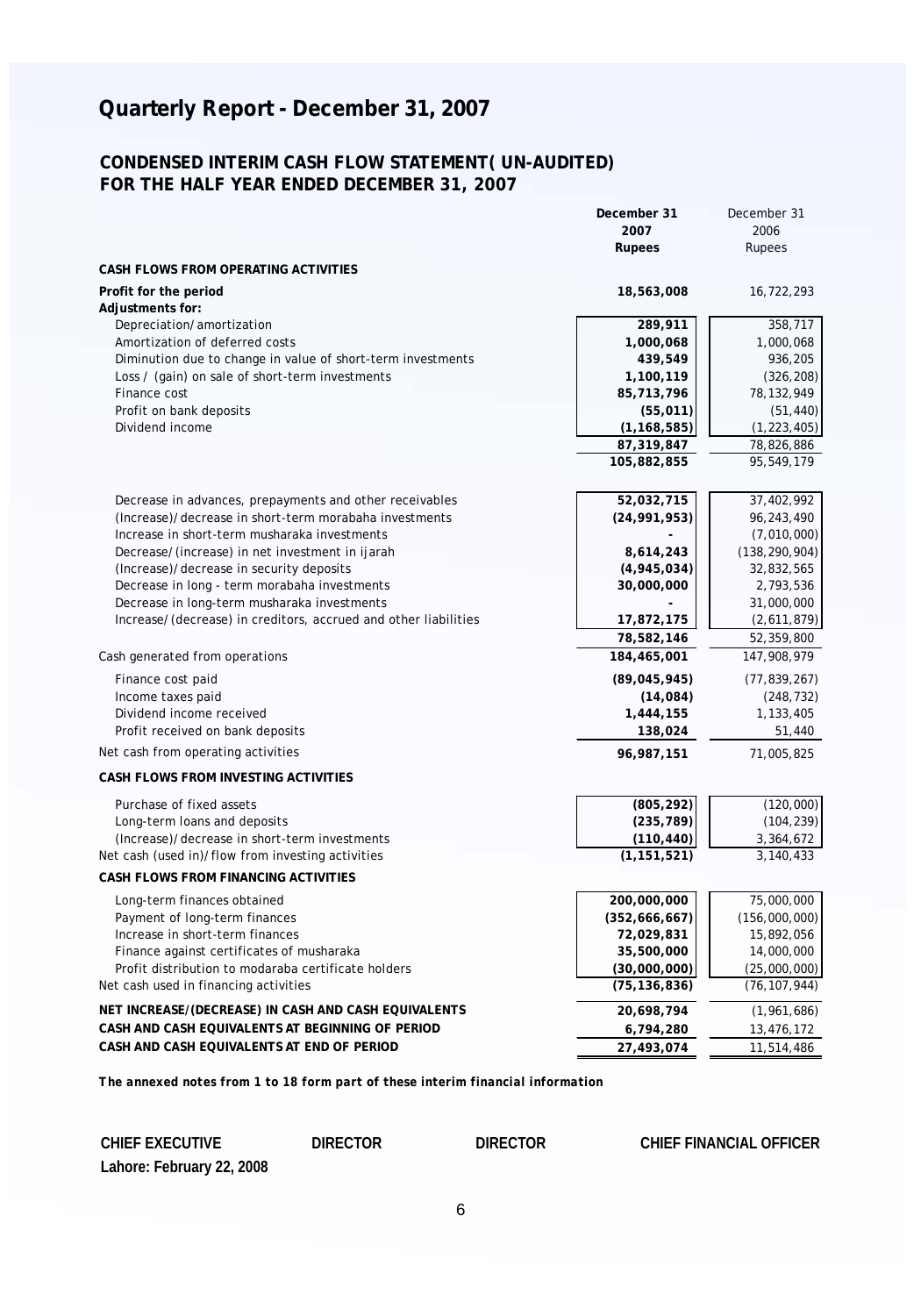# Quarterly Report - December 31, 2007

## CONDENSED INTERIM CASH FLOW STATEMENT( UN-AUDITED) FOR THE HALF YEAR ENDED DECEMBER 31, 2007

| | December 31 2007 Rupees | December 31 2006 Rupees |
|---|---|---|
| **CASH FLOWS FROM OPERATING ACTIVITIES** | | |
| **Profit for the period** | **18,563,008** | 16,722,293 |
| **Adjustments for:** | | |
| Depreciation/amortization | **289,911** | 358,717 |
| Amortization of deferred costs | **1,000,068** | 1,000,068 |
| Diminution due to change in value of short-term investments | **439,549** | 936,205 |
| Loss / (gain) on sale of short-term investments | **1,100,119** | (326,208) |
| Finance cost | **85,713,796** | 78,132,949 |
| Profit on bank deposits | **(55,011)** | (51,440) |
| Dividend income | **(1,168,585)** | (1,223,405) |
| | **87,319,847** | 78,826,886 |
| | **105,882,855** | 95,549,179 |
| Decrease in advances, prepayments and other receivables | **52,032,715** | 37,402,992 |
| (Increase)/decrease in short-term morabaha investments | **(24,991,953)** | 96,243,490 |
| Increase in short-term musharaka investments | **-** | (7,010,000) |
| Decrease/(increase) in net investment in ijarah | **8,614,243** | (138,290,904) |
| (Increase)/decrease in security deposits | **(4,945,034)** | 32,832,565 |
| Decrease in long - term morabaha investments | **30,000,000** | 2,793,536 |
| Decrease in long-term musharaka investments | **-** | 31,000,000 |
| Increase/(decrease) in creditors, accrued and other liabilities | **17,872,175** | (2,611,879) |
| | **78,582,146** | 52,359,800 |
| Cash generated from operations | **184,465,001** | 147,908,979 |
| Finance cost paid | **(89,045,945)** | (77,839,267) |
| Income taxes paid | **(14,084)** | (248,732) |
| Dividend income received | **1,444,155** | 1,133,405 |
| Profit received on bank deposits | **138,024** | 51,440 |
| Net cash from operating activities | **96,987,151** | 71,005,825 |
| **CASH FLOWS FROM INVESTING ACTIVITIES** | | |
| Purchase of fixed assets | **(805,292)** | (120,000) |
| Long-term loans and deposits | **(235,789)** | (104,239) |
| (Increase)/decrease in short-term investments | **(110,440)** | 3,364,672 |
| Net cash (used in)/flow from investing activities | **(1,151,521)** | 3,140,433 |
| **CASH FLOWS FROM FINANCING ACTIVITIES** | | |
| Long-term finances obtained | **200,000,000** | 75,000,000 |
| Payment of long-term finances | **(352,666,667)** | (156,000,000) |
| Increase in short-term finances | **72,029,831** | 15,892,056 |
| Finance against certificates of musharaka | **35,500,000** | 14,000,000 |
| Profit distribution to modaraba certificate holders | **(30,000,000)** | (25,000,000) |
| Net cash used in financing activities | **(75,136,836)** | (76,107,944) |
| **NET INCREASE/(DECREASE) IN CASH AND CASH EQUIVALENTS** | **20,698,794** | (1,961,686) |
| **CASH AND CASH EQUIVALENTS AT BEGINNING OF PERIOD** | **6,794,280** | 13,476,172 |
| **CASH AND CASH EQUIVALENTS AT END OF PERIOD** | **27,493,074** | 11,514,486 |

***The annexed notes from 1 to 18 form part of these interim financial information***

**CHIEF EXECUTIVE** | **DIRECTOR** | **DIRECTOR** | **CHIEF FINANCIAL OFFICER**

**Lahore: February 22, 2008**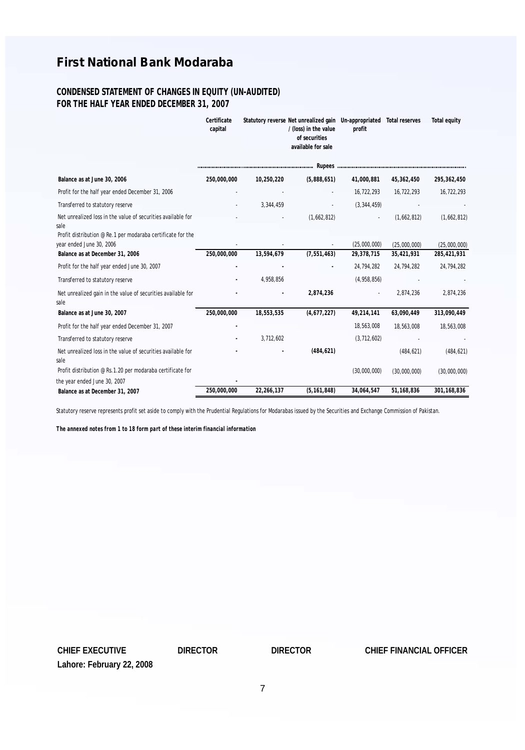# First National Bank Modaraba

## CONDENSED STATEMENT OF CHANGES IN EQUITY (UN-AUDITED)
## FOR THE HALF YEAR ENDED DECEMBER 31, 2007

| | Certificate capital | Statutory reverse | Net unrealized gain / (loss) in the value of securities available for sale | Un-appropriated profit | Total reserves | Total equity |
|---|---|---|---|---|---|---|
| | Rupees | | | | | |
| **Balance as at June 30, 2006** | **250,000,000** | **10,250,220** | **(5,888,651)** | **41,000,881** | **45,362,450** | **295,362,450** |
| Profit for the half year ended December 31, 2006 | - | - | - | 16,722,293 | 16,722,293 | 16,722,293 |
| Transferred to statutory reserve | - | 3,344,459 | - | (3,344,459) | - | - |
| Net unrealized loss in the value of securities available for sale | - | - | (1,662,812) | - | (1,662,812) | (1,662,812) |
| Profit distribution @ Re.1 per modaraba certificate for the year ended June 30, 2006 | - | - | - | (25,000,000) | (25,000,000) | (25,000,000) |
| **Balance as at December 31, 2006** | **250,000,000** | **13,594,679** | **(7,551,463)** | **29,378,715** | **35,421,931** | **285,421,931** |
| Profit for the half year ended June 30, 2007 | - | - | - | 24,794,282 | 24,794,282 | 24,794,282 |
| Transferred to statutory reserve | - | 4,958,856 | | (4,958,856) | - | - |
| Net unrealized gain in the value of securities available for sale | - | - | **2,874,236** | - | 2,874,236 | 2,874,236 |
| **Balance as at June 30, 2007** | **250,000,000** | **18,553,535** | **(4,677,227)** | **49,214,141** | **63,090,449** | **313,090,449** |
| Profit for the half year ended December 31, 2007 | - | | | 18,563,008 | 18,563,008 | 18,563,008 |
| Transferred to statutory reserve | - | 3,712,602 | | (3,712,602) | - | - |
| Net unrealized loss in the value of securities available for sale | - | - | **(484,621)** | | (484,621) | (484,621) |
| Profit distribution @ Rs.1.20 per modaraba certificate for the year ended June 30, 2007 | - | | | (30,000,000) | (30,000,000) | (30,000,000) |
| **Balance as at December 31, 2007** | **250,000,000** | **22,266,137** | **(5,161,848)** | **34,064,547** | **51,168,836** | **301,168,836** |

Statutory reserve represents profit set aside to comply with the Prudential Regulations for Modarabas issued by the Securities and Exchange Commission of Pakistan.

***The annexed notes from 1 to 18 form part of these interim financial information***

**CHIEF EXECUTIVE** **DIRECTOR** **DIRECTOR** **CHIEF FINANCIAL OFFICER**

**Lahore: February 22, 2008**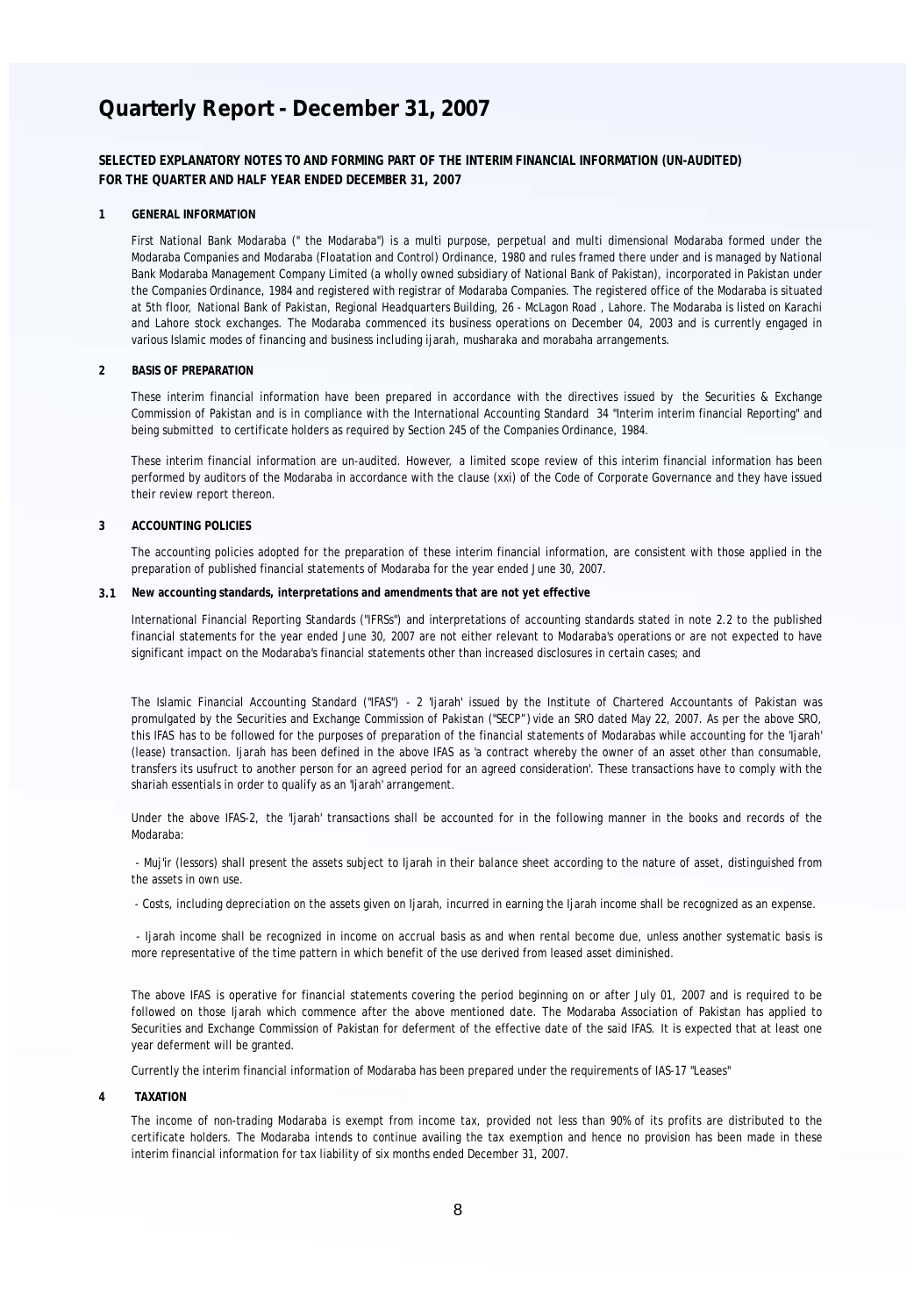# Quarterly Report - December 31, 2007

**SELECTED EXPLANATORY NOTES TO AND FORMING PART OF THE INTERIM FINANCIAL INFORMATION (UN-AUDITED) FOR THE QUARTER AND HALF YEAR ENDED DECEMBER 31, 2007**

## 1 GENERAL INFORMATION

First National Bank Modaraba (" the Modaraba") is a multi purpose, perpetual and multi dimensional Modaraba formed under the Modaraba Companies and Modaraba (Floatation and Control) Ordinance, 1980 and rules framed there under and is managed by National Bank Modaraba Management Company Limited (a wholly owned subsidiary of National Bank of Pakistan), incorporated in Pakistan under the Companies Ordinance, 1984 and registered with registrar of Modaraba Companies. The registered office of the Modaraba is situated at 5th floor, National Bank of Pakistan, Regional Headquarters Building, 26 - McLagon Road , Lahore. The Modaraba is listed on Karachi and Lahore stock exchanges. The Modaraba commenced its business operations on December 04, 2003 and is currently engaged in various Islamic modes of financing and business including ijarah, musharaka and morabaha arrangements.

## 2 BASIS OF PREPARATION

These interim financial information have been prepared in accordance with the directives issued by the Securities & Exchange Commission of Pakistan and is in compliance with the International Accounting Standard 34 "Interim interim financial Reporting" and being submitted to certificate holders as required by Section 245 of the Companies Ordinance, 1984.

These interim financial information are un-audited. However, a limited scope review of this interim financial information has been performed by auditors of the Modaraba in accordance with the clause (xxi) of the Code of Corporate Governance and they have issued their review report thereon.

## 3 ACCOUNTING POLICIES

The accounting policies adopted for the preparation of these interim financial information, are consistent with those applied in the preparation of published financial statements of Modaraba for the year ended June 30, 2007.

### 3.1 New accounting standards, interpretations and amendments that are not yet effective

International Financial Reporting Standards ("IFRSs") and interpretations of accounting standards stated in note 2.2 to the published financial statements for the year ended June 30, 2007 are not either relevant to Modaraba's operations or are not expected to have significant impact on the Modaraba's financial statements other than increased disclosures in certain cases; and

The Islamic Financial Accounting Standard ("IFAS") - 2 'Ijarah' issued by the Institute of Chartered Accountants of Pakistan was promulgated by the Securities and Exchange Commission of Pakistan ("SECP") vide an SRO dated May 22, 2007. As per the above SRO, this IFAS has to be followed for the purposes of preparation of the financial statements of Modarabas while accounting for the 'Ijarah' (lease) transaction. Ijarah has been defined in the above IFAS as 'a contract whereby the owner of an asset other than consumable, transfers its usufruct to another person for an agreed period for an agreed consideration'. These transactions have to comply with the shariah essentials in order to qualify as an 'Ijarah' arrangement.

Under the above IFAS-2, the 'Ijarah' transactions shall be accounted for in the following manner in the books and records of the Modaraba:

- Muj'ir (lessors) shall present the assets subject to Ijarah in their balance sheet according to the nature of asset, distinguished from the assets in own use.
- Costs, including depreciation on the assets given on Ijarah, incurred in earning the Ijarah income shall be recognized as an expense.
- Ijarah income shall be recognized in income on accrual basis as and when rental become due, unless another systematic basis is more representative of the time pattern in which benefit of the use derived from leased asset diminished.

The above IFAS is operative for financial statements covering the period beginning on or after July 01, 2007 and is required to be followed on those Ijarah which commence after the above mentioned date. The Modaraba Association of Pakistan has applied to Securities and Exchange Commission of Pakistan for deferment of the effective date of the said IFAS. It is expected that at least one year deferment will be granted.

Currently the interim financial information of Modaraba has been prepared under the requirements of IAS-17 "Leases"

## 4 TAXATION

The income of non-trading Modaraba is exempt from income tax, provided not less than 90% of its profits are distributed to the certificate holders. The Modaraba intends to continue availing the tax exemption and hence no provision has been made in these interim financial information for tax liability of six months ended December 31, 2007.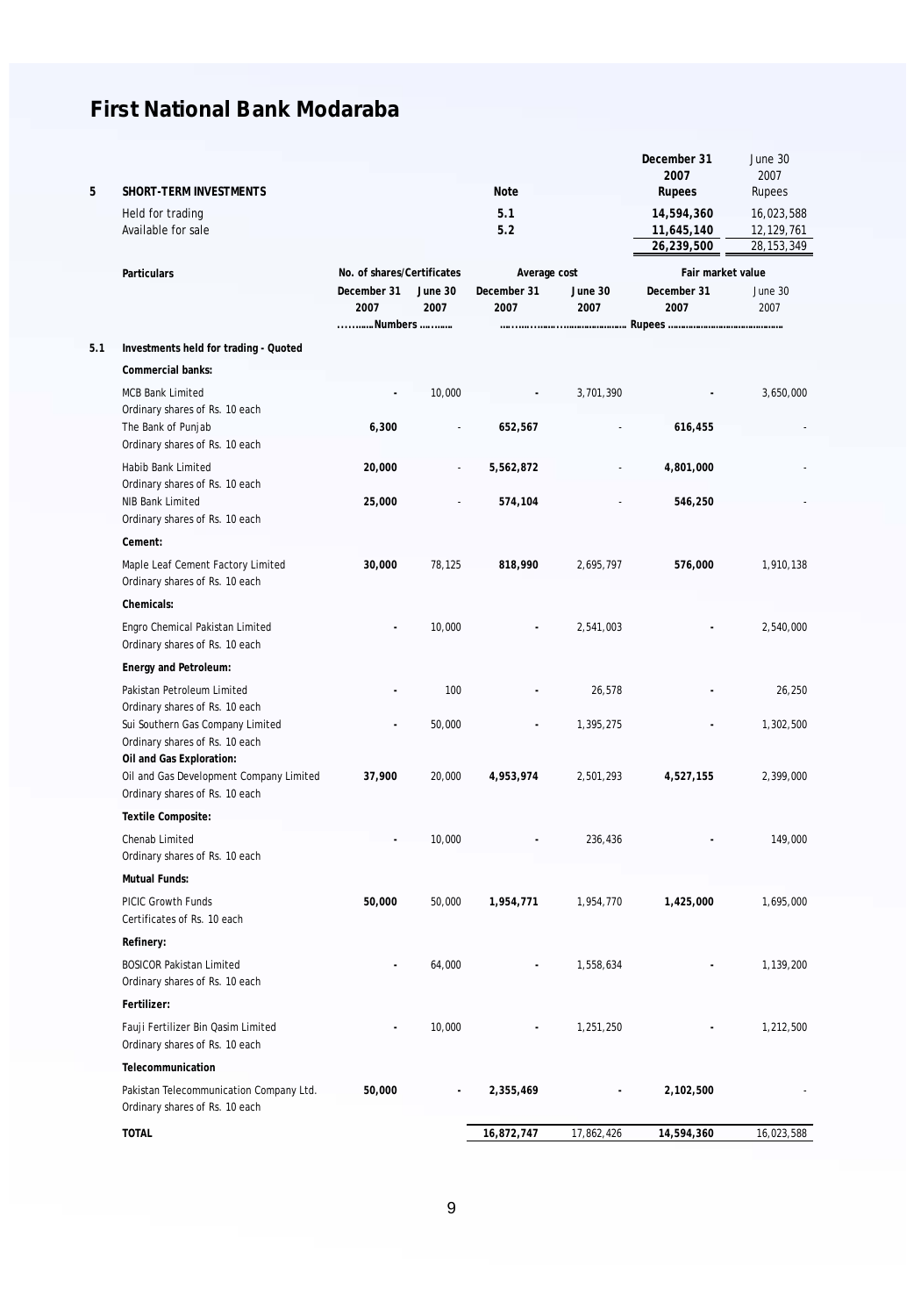# First National Bank Modaraba

| 5 | SHORT-TERM INVESTMENTS | Note | December 31 2007 Rupees | June 30 2007 Rupees |
|---|---|---|---|---|
| | Held for trading | 5.1 | **14,594,360** | 16,023,588 |
| | Available for sale | 5.2 | **11,645,140** | 12,129,761 |
| | | | **26,239,500** | 28,153,349 |

| | Particulars | No. of shares/Certificates | | Average cost | | Fair market value | |
|---|---|---|---|---|---|---|---|
| | | December 31 2007 | June 30 2007 | December 31 2007 | June 30 2007 | December 31 2007 | June 30 2007 |
| | | ............Numbers ............ | | ........................................ Rupees ........................................ | | | |
| 5.1 | **Investments held for trading - Quoted** | | | | | | |
| | **Commercial banks:** | | | | | | |
| | MCB Bank Limited<br>Ordinary shares of Rs. 10 each | - | 10,000 | - | 3,701,390 | - | 3,650,000 |
| | The Bank of Punjab<br>Ordinary shares of Rs. 10 each | **6,300** | - | **652,567** | - | **616,455** | - |
| | Habib Bank Limited<br>Ordinary shares of Rs. 10 each | **20,000** | - | **5,562,872** | - | **4,801,000** | - |
| | NIB Bank Limited<br>Ordinary shares of Rs. 10 each | **25,000** | - | **574,104** | - | **546,250** | - |
| | **Cement:** | | | | | | |
| | Maple Leaf Cement Factory Limited<br>Ordinary shares of Rs. 10 each | **30,000** | 78,125 | **818,990** | 2,695,797 | **576,000** | 1,910,138 |
| | **Chemicals:** | | | | | | |
| | Engro Chemical Pakistan Limited<br>Ordinary shares of Rs. 10 each | - | 10,000 | - | 2,541,003 | - | 2,540,000 |
| | **Energy and Petroleum:** | | | | | | |
| | Pakistan Petroleum Limited<br>Ordinary shares of Rs. 10 each | - | 100 | - | 26,578 | - | 26,250 |
| | Sui Southern Gas Company Limited<br>Ordinary shares of Rs. 10 each | - | 50,000 | - | 1,395,275 | - | 1,302,500 |
| | **Oil and Gas Exploration:** | | | | | | |
| | Oil and Gas Development Company Limited<br>Ordinary shares of Rs. 10 each | **37,900** | 20,000 | **4,953,974** | 2,501,293 | **4,527,155** | 2,399,000 |
| | **Textile Composite:** | | | | | | |
| | Chenab Limited<br>Ordinary shares of Rs. 10 each | - | 10,000 | - | 236,436 | - | 149,000 |
| | **Mutual Funds:** | | | | | | |
| | PICIC Growth Funds<br>Certificates of Rs. 10 each | **50,000** | 50,000 | **1,954,771** | 1,954,770 | **1,425,000** | 1,695,000 |
| | **Refinery:** | | | | | | |
| | BOSICOR Pakistan Limited<br>Ordinary shares of Rs. 10 each | - | 64,000 | - | 1,558,634 | - | 1,139,200 |
| | **Fertilizer:** | | | | | | |
| | Fauji Fertilizer Bin Qasim Limited<br>Ordinary shares of Rs. 10 each | - | 10,000 | - | 1,251,250 | - | 1,212,500 |
| | **Telecommunication** | | | | | | |
| | Pakistan Telecommunication Company Ltd.<br>Ordinary shares of Rs. 10 each | **50,000** | - | **2,355,469** | - | **2,102,500** | - |
| | **TOTAL** | | | **16,872,747** | 17,862,426 | **14,594,360** | 16,023,588 |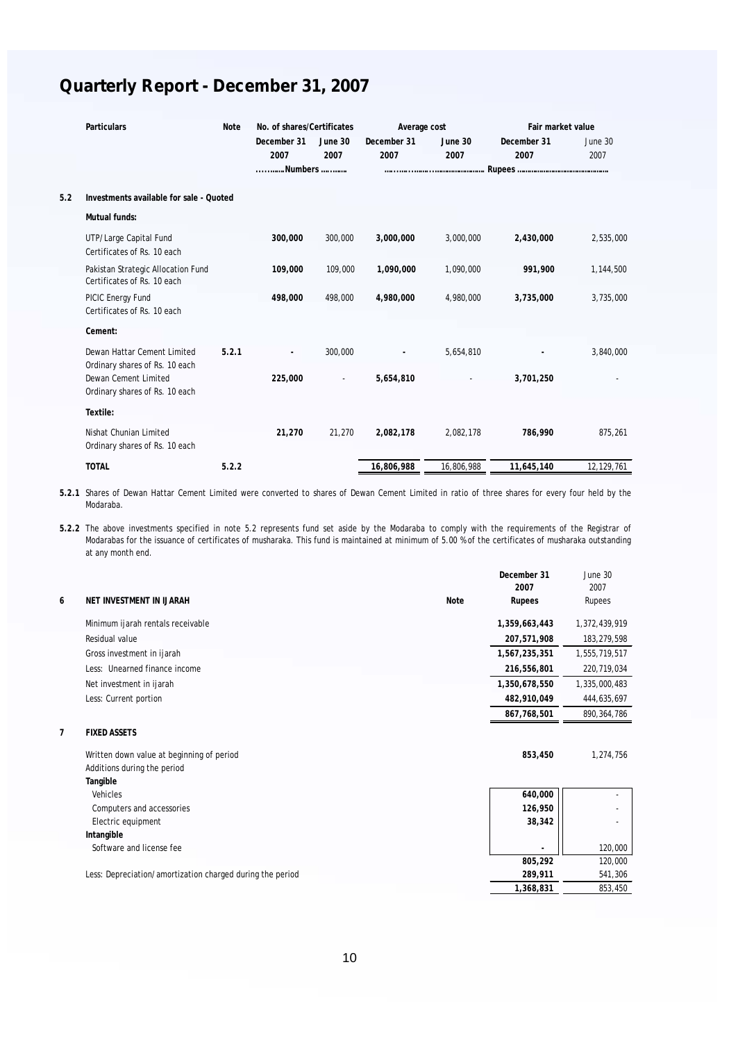# Quarterly Report - December 31, 2007

| | Particulars | Note | No. of shares/Certificates | | Average cost | | Fair market value | |
|---|---|---|---|---|---|---|---|---|
| | | | December 31 2007 | June 30 2007 | December 31 2007 | June 30 2007 | December 31 2007 | June 30 2007 |
| | | | ........Numbers ........ | | ........................................ Rupees ........................................ | | | |
| **5.2** | **Investments available for sale - Quoted** | | | | | | | |
| | **Mutual funds:** | | | | | | | |
| | UTP/Large Capital Fund Certificates of Rs. 10 each | | **300,000** | 300,000 | **3,000,000** | 3,000,000 | **2,430,000** | 2,535,000 |
| | Pakistan Strategic Allocation Fund Certificates of Rs. 10 each | | **109,000** | 109,000 | **1,090,000** | 1,090,000 | **991,900** | 1,144,500 |
| | PICIC Energy Fund Certificates of Rs. 10 each | | **498,000** | 498,000 | **4,980,000** | 4,980,000 | **3,735,000** | 3,735,000 |
| | **Cement:** | | | | | | | |
| | Dewan Hattar Cement Limited Ordinary shares of Rs. 10 each | 5.2.1 | **-** | 300,000 | **-** | 5,654,810 | **-** | 3,840,000 |
| | Dewan Cement Limited Ordinary shares of Rs. 10 each | | **225,000** | - | **5,654,810** | - | **3,701,250** | - |
| | **Textile:** | | | | | | | |
| | Nishat Chunian Limited Ordinary shares of Rs. 10 each | | **21,270** | 21,270 | **2,082,178** | 2,082,178 | **786,990** | 875,261 |
| | **TOTAL** | **5.2.2** | | | **16,806,988** | 16,806,988 | **11,645,140** | 12,129,761 |

**5.2.1** Shares of Dewan Hattar Cement Limited were converted to shares of Dewan Cement Limited in ratio of three shares for every four held by the Modaraba.

**5.2.2** The above investments specified in note 5.2 represents fund set aside by the Modaraba to comply with the requirements of the Registrar of Modarabas for the issuance of certificates of musharaka. This fund is maintained at minimum of 5.00 % of the certificates of musharaka outstanding at any month end.

| | | Note | December 31 2007 Rupees | June 30 2007 Rupees |
|---|---|---|---|---|
| **6** | **NET INVESTMENT IN IJARAH** | | | |
| | Minimum ijarah rentals receivable | | **1,359,663,443** | 1,372,439,919 |
| | Residual value | | **207,571,908** | 183,279,598 |
| | Gross investment in ijarah | | **1,567,235,351** | 1,555,719,517 |
| | Less: Unearned finance income | | **216,556,801** | 220,719,034 |
| | Net investment in ijarah | | **1,350,678,550** | 1,335,000,483 |
| | Less: Current portion | | **482,910,049** | 444,635,697 |
| | | | **867,768,501** | 890,364,786 |
| **7** | **FIXED ASSETS** | | | |
| | Written down value at beginning of period | | **853,450** | 1,274,756 |
| | Additions during the period | | | |
| | **Tangible** | | | |
| | Vehicles | | **640,000** | - |
| | Computers and accessories | | **126,950** | - |
| | Electric equipment | | **38,342** | - |
| | **Intangible** | | | |
| | Software and license fee | | **-** | 120,000 |
| | | | **805,292** | 120,000 |
| | Less: Depreciation/amortization charged during the period | | **289,911** | 541,306 |
| | | | **1,368,831** | 853,450 |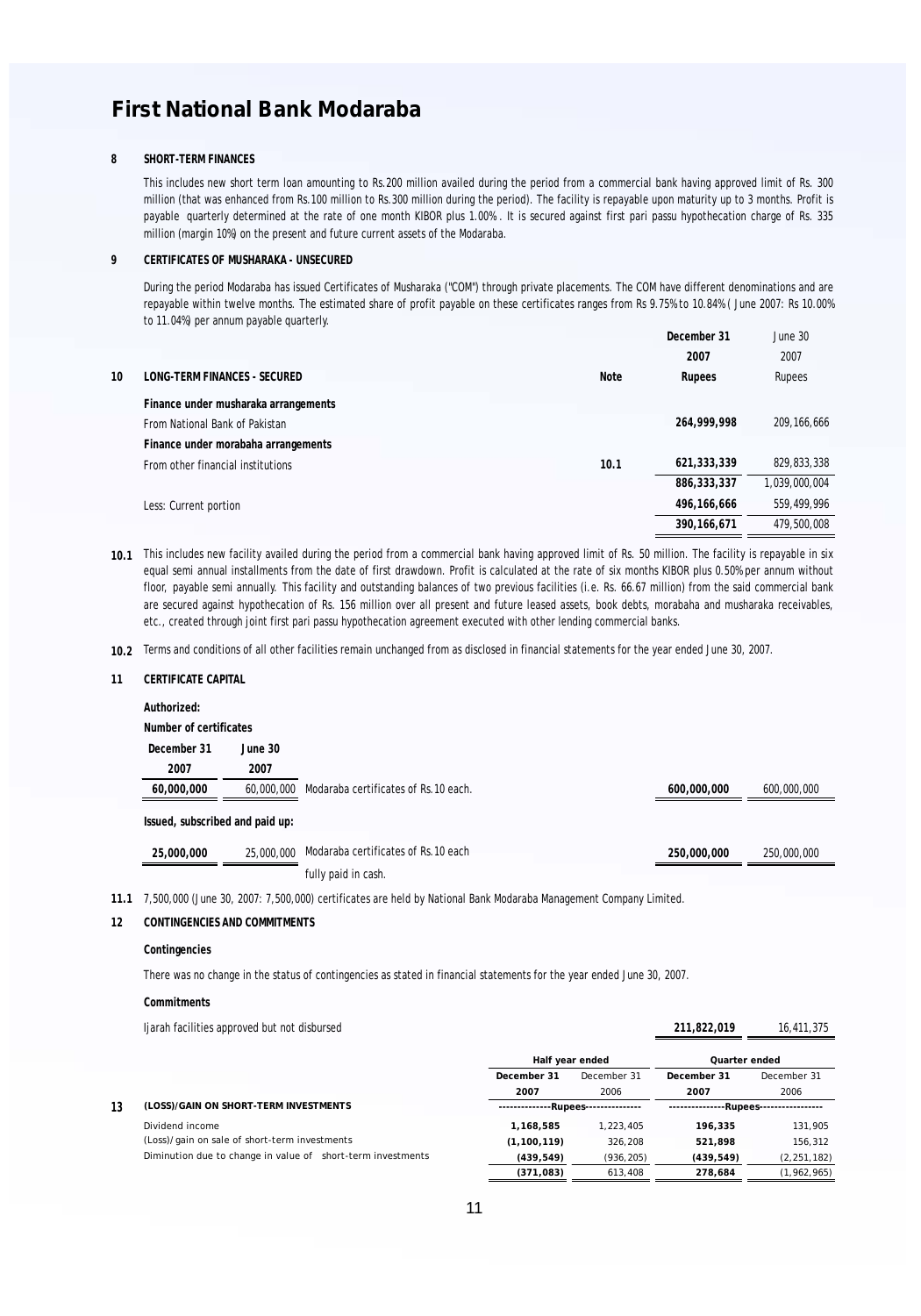# First National Bank Modaraba

## 8 SHORT-TERM FINANCES

This includes new short term loan amounting to Rs.200 million availed during the period from a commercial bank having approved limit of Rs. 300 million (that was enhanced from Rs.100 million to Rs.300 million during the period). The facility is repayable upon maturity up to 3 months. Profit is payable quarterly determined at the rate of one month KIBOR plus 1.00%. It is secured against first pari passu hypothecation charge of Rs. 335 million (margin 10%) on the present and future current assets of the Modaraba.

## 9 CERTIFICATES OF MUSHARAKA - UNSECURED

During the period Modaraba has issued Certificates of Musharaka ("COM") through private placements. The COM have different denominations and are repayable within twelve months. The estimated share of profit payable on these certificates ranges from Rs 9.75% to 10.84% ( June 2007: Rs 10.00% to 11.04%) per annum payable quarterly.

| 10 LONG-TERM FINANCES - SECURED | Note | December 31 2007 Rupees | June 30 2007 Rupees |
|---|---|---|---|
| **Finance under musharaka arrangements** | | | |
| From National Bank of Pakistan | | **264,999,998** | 209,166,666 |
| **Finance under morabaha arrangements** | | | |
| From other financial institutions | 10.1 | **621,333,339** | 829,833,338 |
| | | **886,333,337** | 1,039,000,004 |
| Less: Current portion | | **496,166,666** | 559,499,996 |
| | | **390,166,671** | 479,500,008 |

**10.1** This includes new facility availed during the period from a commercial bank having approved limit of Rs. 50 million. The facility is repayable in six equal semi annual installments from the date of first drawdown. Profit is calculated at the rate of six months KIBOR plus 0.50% per annum without floor, payable semi annually. This facility and outstanding balances of two previous facilities (i.e. Rs. 66.67 million) from the said commercial bank are secured against hypothecation of Rs. 156 million over all present and future leased assets, book debts, morabaha and musharaka receivables, etc., created through joint first pari passu hypothecation agreement executed with other lending commercial banks.

**10.2** Terms and conditions of all other facilities remain unchanged from as disclosed in financial statements for the year ended June 30, 2007.

## 11 CERTIFICATE CAPITAL

**Authorized:**

**Number of certificates**

| December 31 2007 | June 30 2007 | | December 31 2007 | June 30 2007 |
|---|---|---|---|---|
| **60,000,000** | 60,000,000 | Modaraba certificates of Rs.10 each. | **600,000,000** | 600,000,000 |

**Issued, subscribed and paid up:**

| December 31 2007 | June 30 2007 | | December 31 2007 | June 30 2007 |
|---|---|---|---|---|
| **25,000,000** | 25,000,000 | Modaraba certificates of Rs.10 each fully paid in cash. | **250,000,000** | 250,000,000 |

**11.1** 7,500,000 (June 30, 2007: 7,500,000) certificates are held by National Bank Modaraba Management Company Limited.

## 12 CONTINGENCIES AND COMMITMENTS

**Contingencies**

There was no change in the status of contingencies as stated in financial statements for the year ended June 30, 2007.

**Commitments**

| | December 31 2007 | June 30 2007 |
|---|---|---|
| Ijarah facilities approved but not disbursed | **211,822,019** | 16,411,375 |

| 13 (LOSS)/GAIN ON SHORT-TERM INVESTMENTS | Half year ended December 31 2007 | Half year ended December 31 2006 | Quarter ended December 31 2007 | Quarter ended December 31 2006 |
|---|---|---|---|---|
| | ----Rupees---- | | ----Rupees---- | |
| Dividend income | **1,168,585** | 1,223,405 | **196,335** | 131,905 |
| (Loss)/gain on sale of short-term investments | **(1,100,119)** | 326,208 | **521,898** | 156,312 |
| Diminution due to change in value of short-term investments | **(439,549)** | (936,205) | **(439,549)** | (2,251,182) |
| | **(371,083)** | 613,408 | **278,684** | (1,962,965) |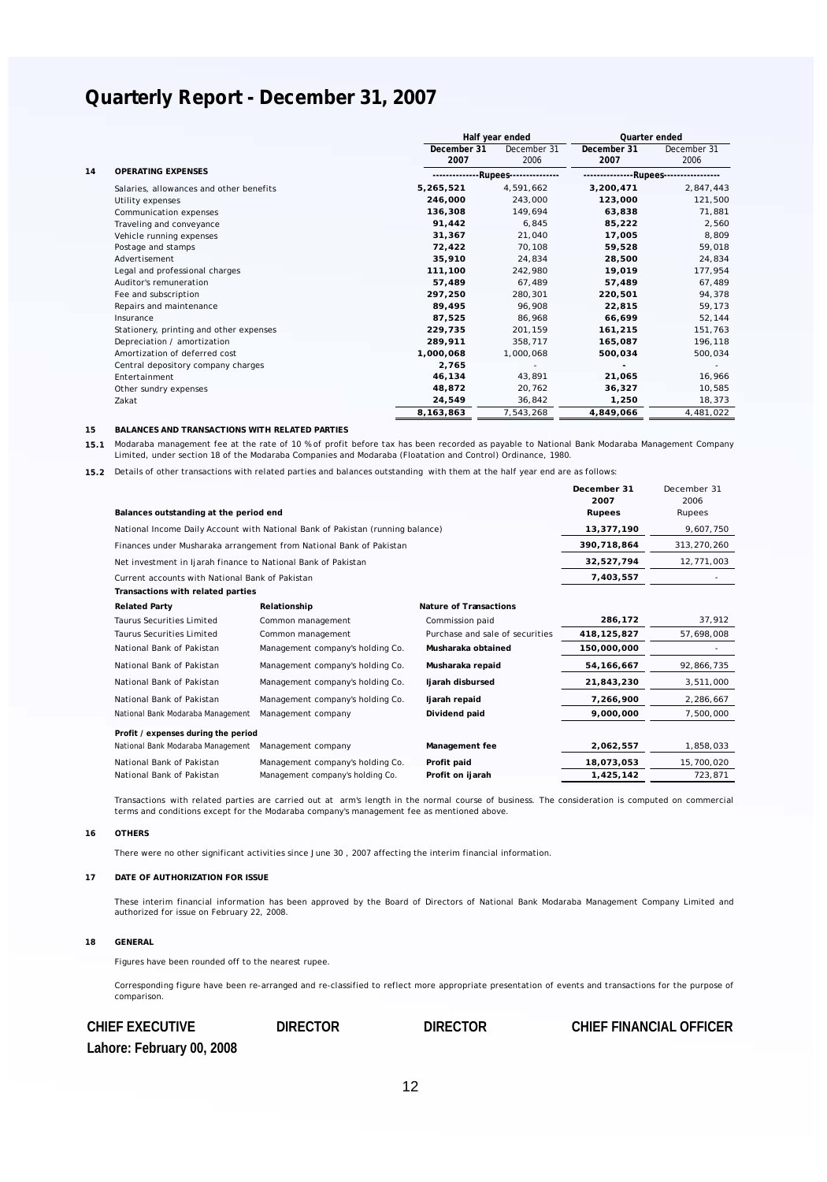# Quarterly Report - December 31, 2007

## 14 OPERATING EXPENSES

| | Half year ended | | Quarter ended | |
|---|---|---|---|---|
| | December 31 2007 | December 31 2006 | December 31 2007 | December 31 2006 |
| | --------------Rupees-------------- | | ---------------Rupees---------------- | |
| Salaries, allowances and other benefits | **5,265,521** | 4,591,662 | **3,200,471** | 2,847,443 |
| Utility expenses | **246,000** | 243,000 | **123,000** | 121,500 |
| Communication expenses | **136,308** | 149,694 | **63,838** | 71,881 |
| Traveling and conveyance | **91,442** | 6,845 | **85,222** | 2,560 |
| Vehicle running expenses | **31,367** | 21,040 | **17,005** | 8,809 |
| Postage and stamps | **72,422** | 70,108 | **59,528** | 59,018 |
| Advertisement | **35,910** | 24,834 | **28,500** | 24,834 |
| Legal and professional charges | **111,100** | 242,980 | **19,019** | 177,954 |
| Auditor's remuneration | **57,489** | 67,489 | **57,489** | 67,489 |
| Fee and subscription | **297,250** | 280,301 | **220,501** | 94,378 |
| Repairs and maintenance | **89,495** | 96,908 | **22,815** | 59,173 |
| Insurance | **87,525** | 86,968 | **66,699** | 52,144 |
| Stationery, printing and other expenses | **229,735** | 201,159 | **161,215** | 151,763 |
| Depreciation / amortization | **289,911** | 358,717 | **165,087** | 196,118 |
| Amortization of deferred cost | **1,000,068** | 1,000,068 | **500,034** | 500,034 |
| Central depository company charges | **2,765** | - | **-** | - |
| Entertainment | **46,134** | 43,891 | **21,065** | 16,966 |
| Other sundry expenses | **48,872** | 20,762 | **36,327** | 10,585 |
| Zakat | **24,549** | 36,842 | **1,250** | 18,373 |
| | **8,163,863** | 7,543,268 | **4,849,066** | 4,481,022 |

## 15 BALANCES AND TRANSACTIONS WITH RELATED PARTIES

**15.1** Modaraba management fee at the rate of 10 % of profit before tax has been recorded as payable to National Bank Modaraba Management Company Limited, under section 18 of the Modaraba Companies and Modaraba (Floatation and Control) Ordinance, 1980.

**15.2** Details of other transactions with related parties and balances outstanding with them at the half year end are as follows:

| | | | December 31 2007 Rupees | December 31 2006 Rupees |
|---|---|---|---|---|
| **Balances outstanding at the period end** | | | | |
| National Income Daily Account with National Bank of Pakistan (running balance) | | | **13,377,190** | 9,607,750 |
| Finances under Musharaka arrangement from National Bank of Pakistan | | | **390,718,864** | 313,270,260 |
| Net investment in Ijarah finance to National Bank of Pakistan | | | **32,527,794** | 12,771,003 |
| Current accounts with National Bank of Pakistan | | | **7,403,557** | - |
| **Transactions with related parties** | | | | |
| **Related Party** | **Relationship** | **Nature of Transactions** | | |
| Taurus Securities Limited | Common management | Commission paid | **286,172** | 37,912 |
| Taurus Securities Limited | Common management | Purchase and sale of securities | **418,125,827** | 57,698,008 |
| National Bank of Pakistan | Management company's holding Co. | **Musharaka obtained** | **150,000,000** | - |
| National Bank of Pakistan | Management company's holding Co. | **Musharaka repaid** | **54,166,667** | 92,866,735 |
| National Bank of Pakistan | Management company's holding Co. | **Ijarah disbursed** | **21,843,230** | 3,511,000 |
| National Bank of Pakistan | Management company's holding Co. | **Ijarah repaid** | **7,266,900** | 2,286,667 |
| National Bank Modaraba Management | Management company | **Dividend paid** | **9,000,000** | 7,500,000 |
| **Profit / expenses during the period** | | | | |
| National Bank Modaraba Management | Management company | **Management fee** | **2,062,557** | 1,858,033 |
| National Bank of Pakistan | Management company's holding Co. | **Profit paid** | **18,073,053** | 15,700,020 |
| National Bank of Pakistan | Management company's holding Co. | **Profit on ijarah** | **1,425,142** | 723,871 |

Transactions with related parties are carried out at arm's length in the normal course of business. The consideration is computed on commercial terms and conditions except for the Modaraba company's management fee as mentioned above.

## 16 OTHERS

There were no other significant activities since June 30 , 2007 affecting the interim financial information.

## 17 DATE OF AUTHORIZATION FOR ISSUE

These interim financial information has been approved by the Board of Directors of National Bank Modaraba Management Company Limited and authorized for issue on February 22, 2008.

## 18 GENERAL

Figures have been rounded off to the nearest rupee.

Corresponding figure have been re-arranged and re-classified to reflect more appropriate presentation of events and transactions for the purpose of comparison.

**CHIEF EXECUTIVE** **DIRECTOR** **DIRECTOR** **CHIEF FINANCIAL OFFICER**

**Lahore: February 00, 2008**